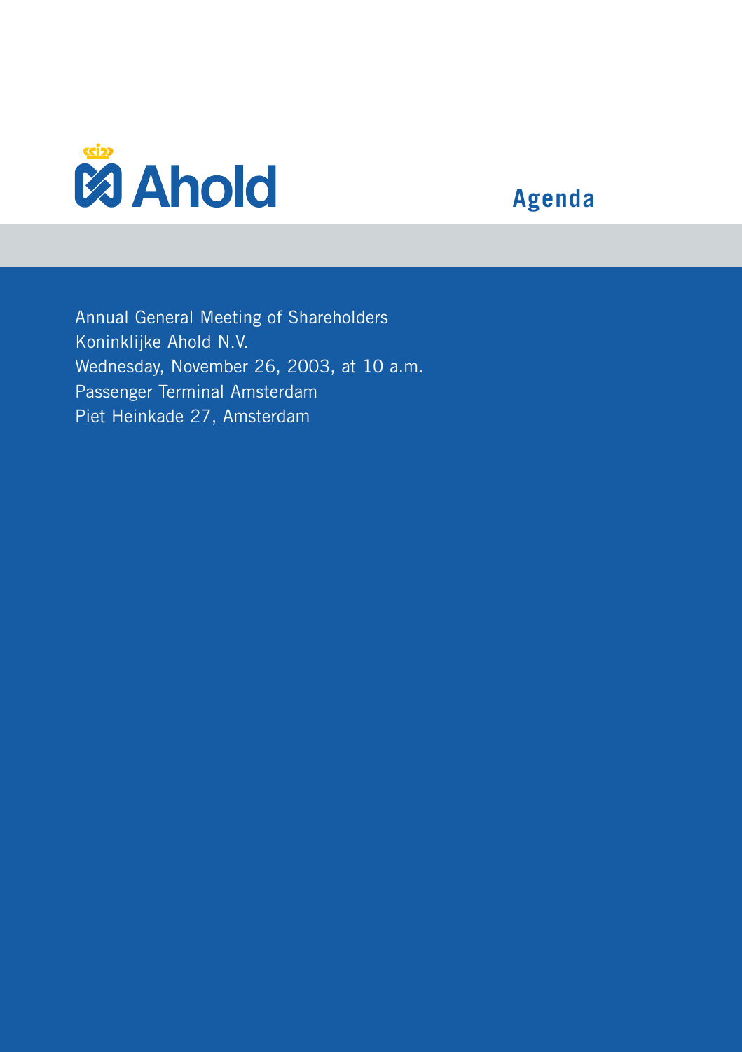Ahold

# Agenda

Annual General Meeting of Shareholders
Koninklijke Ahold N.V.
Wednesday, November 26, 2003, at 10 a.m.
Passenger Terminal Amsterdam
Piet Heinkade 27, Amsterdam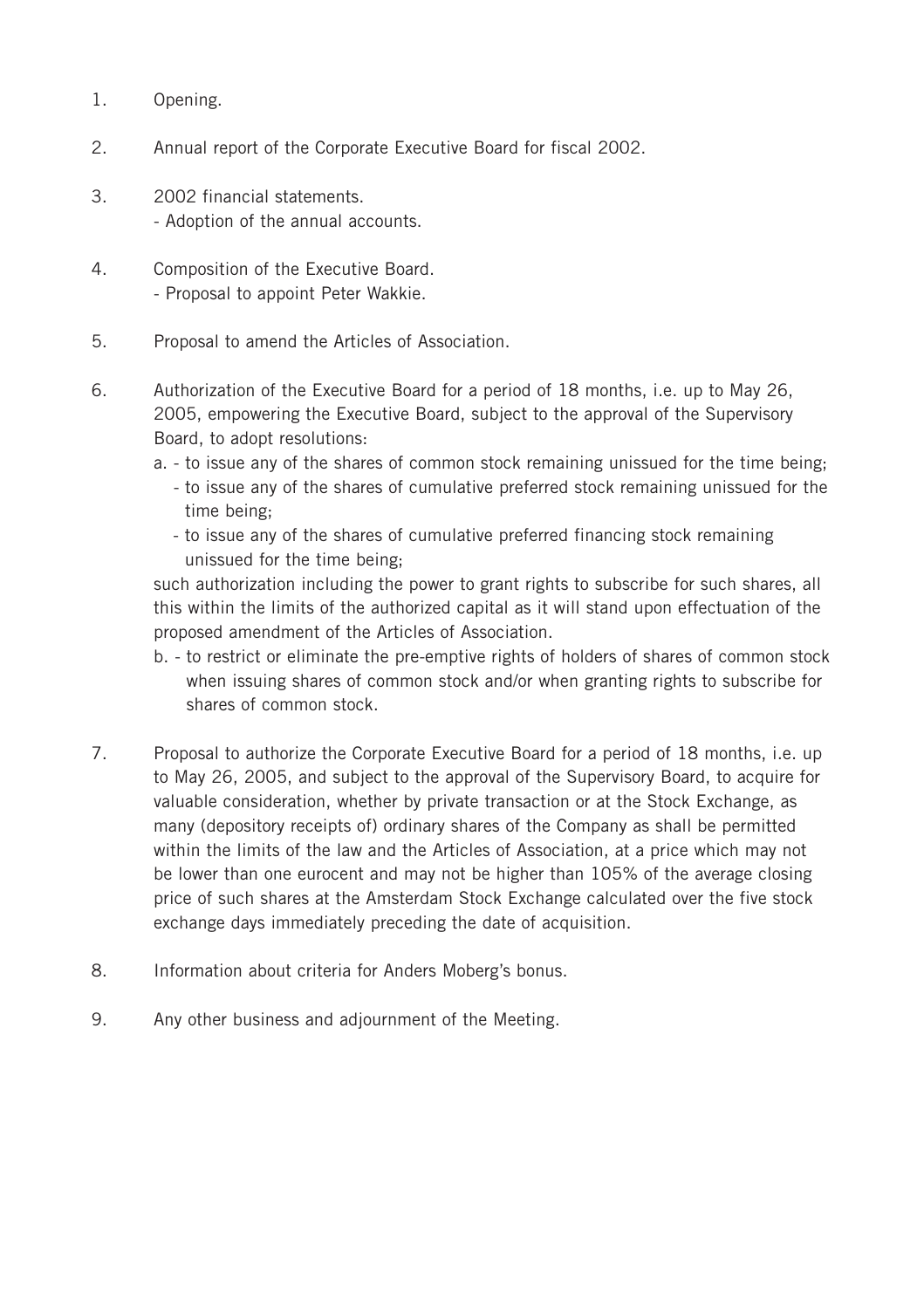1. Opening.

2. Annual report of the Corporate Executive Board for fiscal 2002.

3. 2002 financial statements.
   - Adoption of the annual accounts.

4. Composition of the Executive Board.
   - Proposal to appoint Peter Wakkie.

5. Proposal to amend the Articles of Association.

6. Authorization of the Executive Board for a period of 18 months, i.e. up to May 26, 2005, empowering the Executive Board, subject to the approval of the Supervisory Board, to adopt resolutions:
   a. - to issue any of the shares of common stock remaining unissued for the time being;
      - to issue any of the shares of cumulative preferred stock remaining unissued for the time being;
      - to issue any of the shares of cumulative preferred financing stock remaining unissued for the time being;

   such authorization including the power to grant rights to subscribe for such shares, all this within the limits of the authorized capital as it will stand upon effectuation of the proposed amendment of the Articles of Association.
   b. - to restrict or eliminate the pre-emptive rights of holders of shares of common stock when issuing shares of common stock and/or when granting rights to subscribe for shares of common stock.

7. Proposal to authorize the Corporate Executive Board for a period of 18 months, i.e. up to May 26, 2005, and subject to the approval of the Supervisory Board, to acquire for valuable consideration, whether by private transaction or at the Stock Exchange, as many (depository receipts of) ordinary shares of the Company as shall be permitted within the limits of the law and the Articles of Association, at a price which may not be lower than one eurocent and may not be higher than 105% of the average closing price of such shares at the Amsterdam Stock Exchange calculated over the five stock exchange days immediately preceding the date of acquisition.

8. Information about criteria for Anders Moberg's bonus.

9. Any other business and adjournment of the Meeting.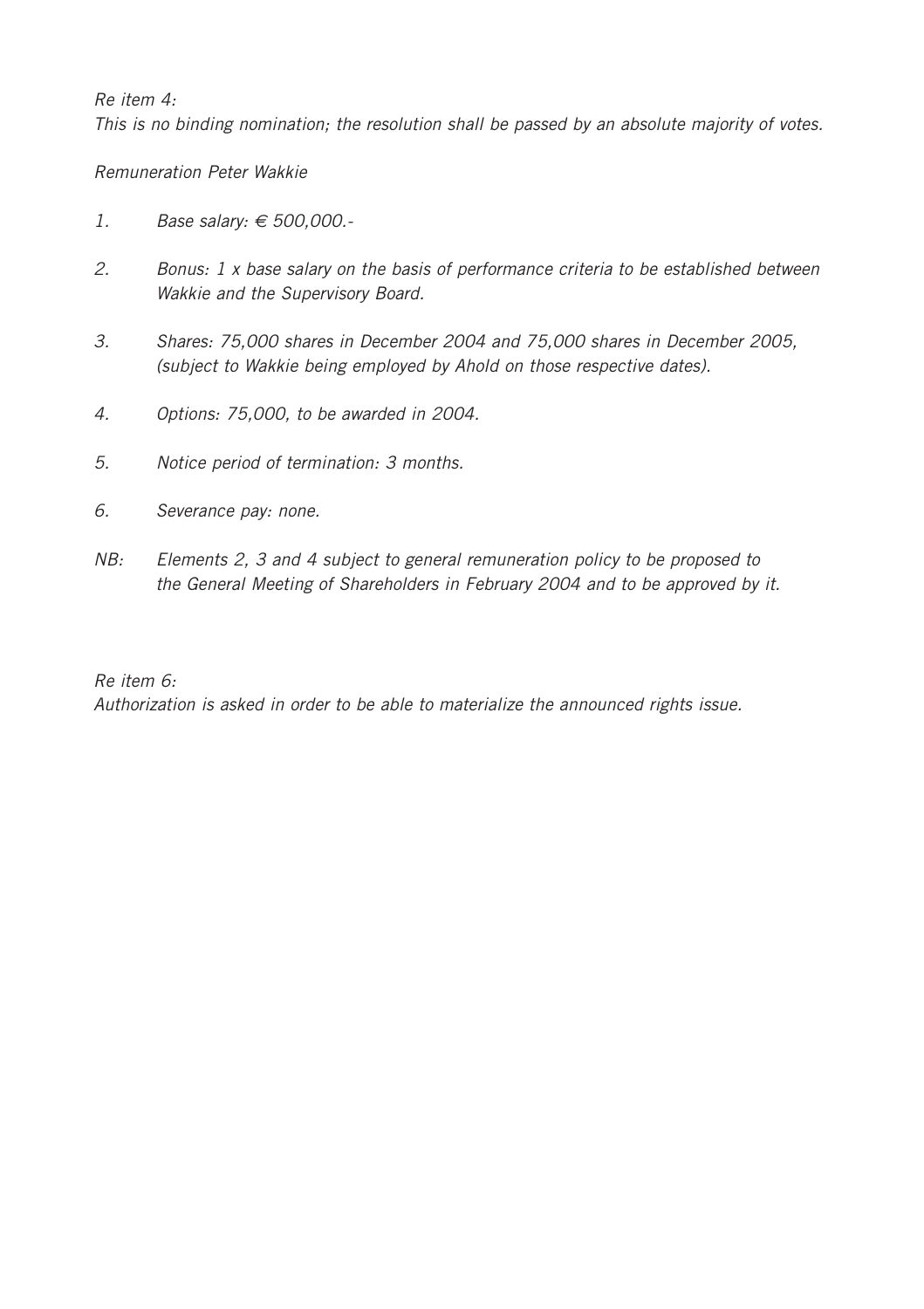*Re item 4:*
*This is no binding nomination; the resolution shall be passed by an absolute majority of votes.*

*Remuneration Peter Wakkie*

1. *Base salary: € 500,000.-*
2. *Bonus: 1 x base salary on the basis of performance criteria to be established between Wakkie and the Supervisory Board.*
3. *Shares: 75,000 shares in December 2004 and 75,000 shares in December 2005, (subject to Wakkie being employed by Ahold on those respective dates).*
4. *Options: 75,000, to be awarded in 2004.*
5. *Notice period of termination: 3 months.*
6. *Severance pay: none.*

*NB: Elements 2, 3 and 4 subject to general remuneration policy to be proposed to the General Meeting of Shareholders in February 2004 and to be approved by it.*

*Re item 6:*
*Authorization is asked in order to be able to materialize the announced rights issue.*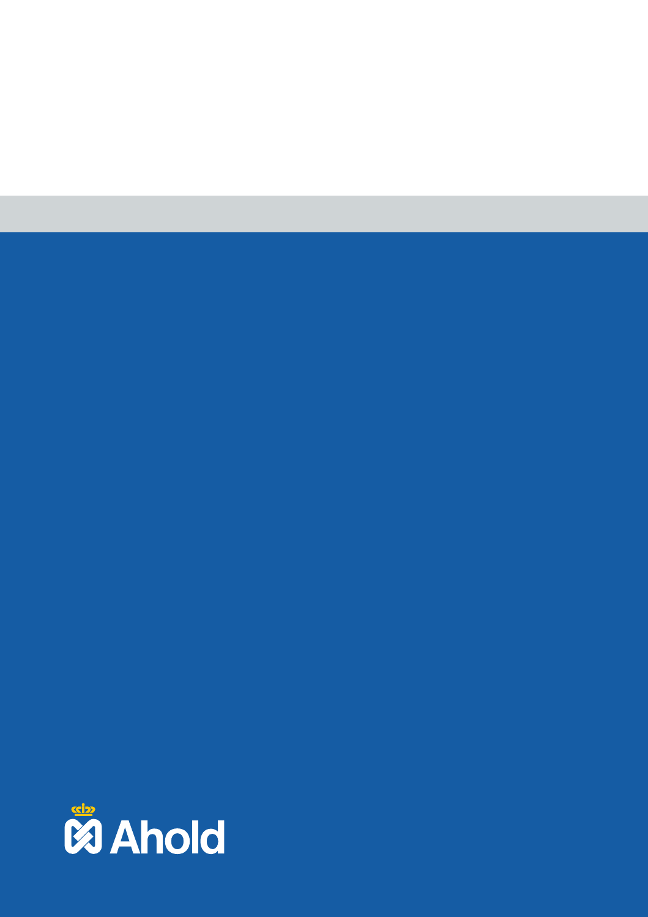Ahold